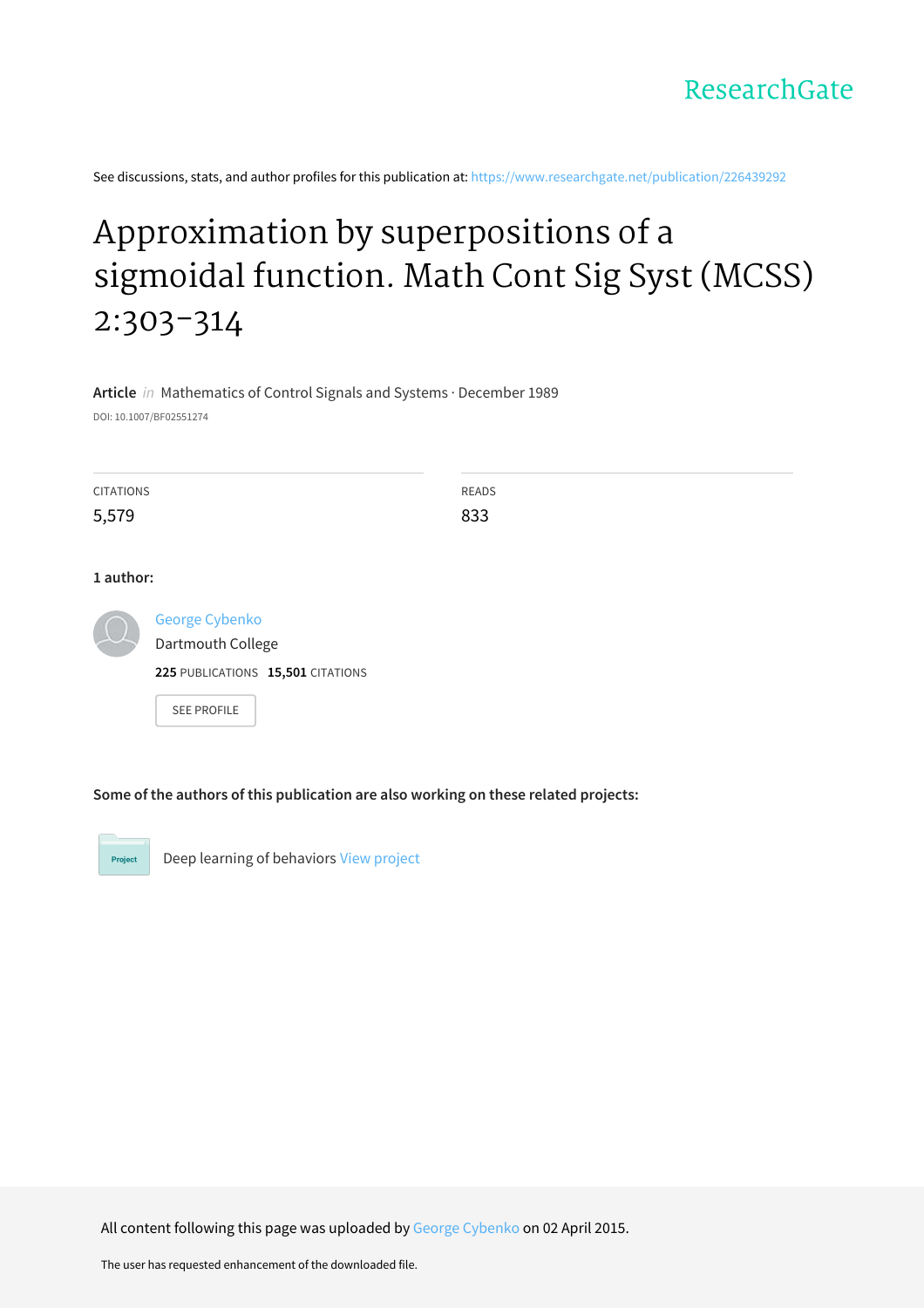ResearchGate

See discussions, stats, and author profiles for this publication at: https://www.researchgate.net/publication/226439292

# Approximation by superpositions of a sigmoidal function. Math Cont Sig Syst (MCSS) 2:303-314

**Article** *in* Mathematics of Control Signals and Systems · December 1989

DOI: 10.1007/BF02551274

| CITATIONS | READS |
| --- | --- |
| 5,579 | 833 |

**1 author:**

George Cybenko
Dartmouth College
**225** PUBLICATIONS **15,501** CITATIONS

SEE PROFILE

**Some of the authors of this publication are also working on these related projects:**

Project: Deep learning of behaviors View project

All content following this page was uploaded by George Cybenko on 02 April 2015.

The user has requested enhancement of the downloaded file.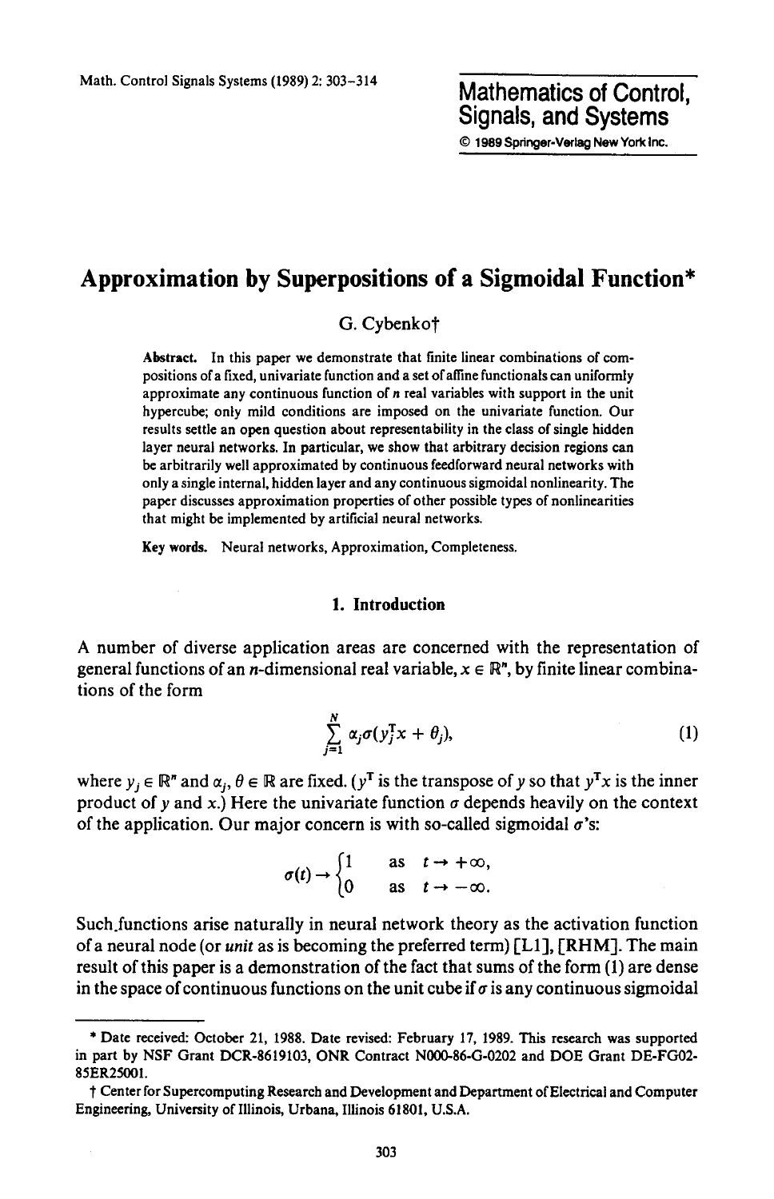# Approximation by Superpositions of a Sigmoidal Function*

G. Cybenko†

**Abstract.** In this paper we demonstrate that finite linear combinations of compositions of a fixed, univariate function and a set of affine functionals can uniformly approximate any continuous function of $n$ real variables with support in the unit hypercube; only mild conditions are imposed on the univariate function. Our results settle an open question about representability in the class of single hidden layer neural networks. In particular, we show that arbitrary decision regions can be arbitrarily well approximated by continuous feedforward neural networks with only a single internal, hidden layer and any continuous sigmoidal nonlinearity. The paper discusses approximation properties of other possible types of nonlinearities that might be implemented by artificial neural networks.

**Key words.** Neural networks, Approximation, Completeness.

## 1. Introduction

A number of diverse application areas are concerned with the representation of general functions of an $n$-dimensional real variable, $x \in \mathbb{R}^n$, by finite linear combinations of the form

$$\sum_{j=1}^{N} \alpha_j \sigma(y_j^{\mathrm{T}} x + \theta_j), \tag{1}$$

where $y_j \in \mathbb{R}^n$ and $\alpha_j, \theta \in \mathbb{R}$ are fixed. ($y^{\mathrm{T}}$ is the transpose of $y$ so that $y^{\mathrm{T}}x$ is the inner product of $y$ and $x$.) Here the univariate function $\sigma$ depends heavily on the context of the application. Our major concern is with so-called sigmoidal $\sigma$'s:

$$\sigma(t) \to \begin{cases} 1 & \text{as} \quad t \to +\infty, \\ 0 & \text{as} \quad t \to -\infty. \end{cases}$$

Such functions arise naturally in neural network theory as the activation function of a neural node (or *unit* as is becoming the preferred term) [L1], [RHM]. The main result of this paper is a demonstration of the fact that sums of the form (1) are dense in the space of continuous functions on the unit cube if $\sigma$ is any continuous sigmoidal

---

\* Date received: October 21, 1988. Date revised: February 17, 1989. This research was supported in part by NSF Grant DCR-8619103, ONR Contract N000-86-G-0202 and DOE Grant DE-FG02-85ER25001.

† Center for Supercomputing Research and Development and Department of Electrical and Computer Engineering, University of Illinois, Urbana, Illinois 61801, U.S.A.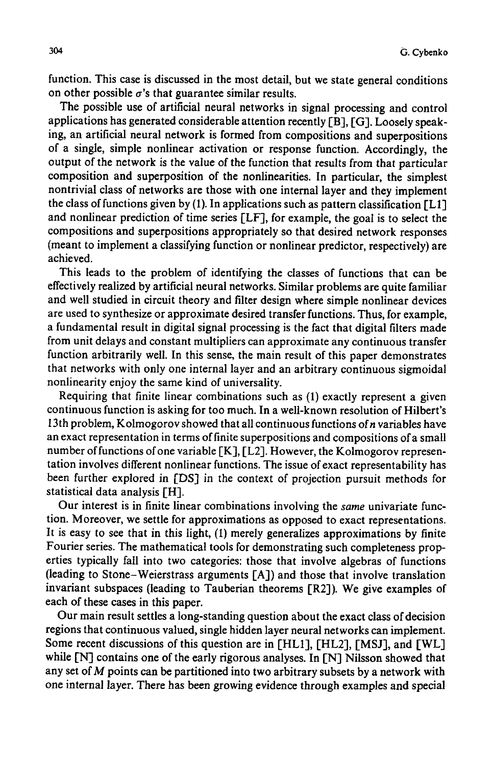function. This case is discussed in the most detail, but we state general conditions on other possible $\sigma$'s that guarantee similar results.

The possible use of artificial neural networks in signal processing and control applications has generated considerable attention recently [B], [G]. Loosely speaking, an artificial neural network is formed from compositions and superpositions of a single, simple nonlinear activation or response function. Accordingly, the output of the network is the value of the function that results from that particular composition and superposition of the nonlinearities. In particular, the simplest nontrivial class of networks are those with one internal layer and they implement the class of functions given by (1). In applications such as pattern classification [L1] and nonlinear prediction of time series [LF], for example, the goal is to select the compositions and superpositions appropriately so that desired network responses (meant to implement a classifying function or nonlinear predictor, respectively) are achieved.

This leads to the problem of identifying the classes of functions that can be effectively realized by artificial neural networks. Similar problems are quite familiar and well studied in circuit theory and filter design where simple nonlinear devices are used to synthesize or approximate desired transfer functions. Thus, for example, a fundamental result in digital signal processing is the fact that digital filters made from unit delays and constant multipliers can approximate any continuous transfer function arbitrarily well. In this sense, the main result of this paper demonstrates that networks with only one internal layer and an arbitrary continuous sigmoidal nonlinearity enjoy the same kind of universality.

Requiring that finite linear combinations such as (1) exactly represent a given continuous function is asking for too much. In a well-known resolution of Hilbert's 13th problem, Kolmogorov showed that all continuous functions of $n$ variables have an exact representation in terms of finite superpositions and compositions of a small number of functions of one variable [K], [L2]. However, the Kolmogorov representation involves different nonlinear functions. The issue of exact representability has been further explored in [DS] in the context of projection pursuit methods for statistical data analysis [H].

Our interest is in finite linear combinations involving the *same* univariate function. Moreover, we settle for approximations as opposed to exact representations. It is easy to see that in this light, (1) merely generalizes approximations by finite Fourier series. The mathematical tools for demonstrating such completeness properties typically fall into two categories: those that involve algebras of functions (leading to Stone–Weierstrass arguments [A]) and those that involve translation invariant subspaces (leading to Tauberian theorems [R2]). We give examples of each of these cases in this paper.

Our main result settles a long-standing question about the exact class of decision regions that continuous valued, single hidden layer neural networks can implement. Some recent discussions of this question are in [HL1], [HL2], [MSJ], and [WL] while [N] contains one of the early rigorous analyses. In [N] Nilsson showed that any set of $M$ points can be partitioned into two arbitrary subsets by a network with one internal layer. There has been growing evidence through examples and special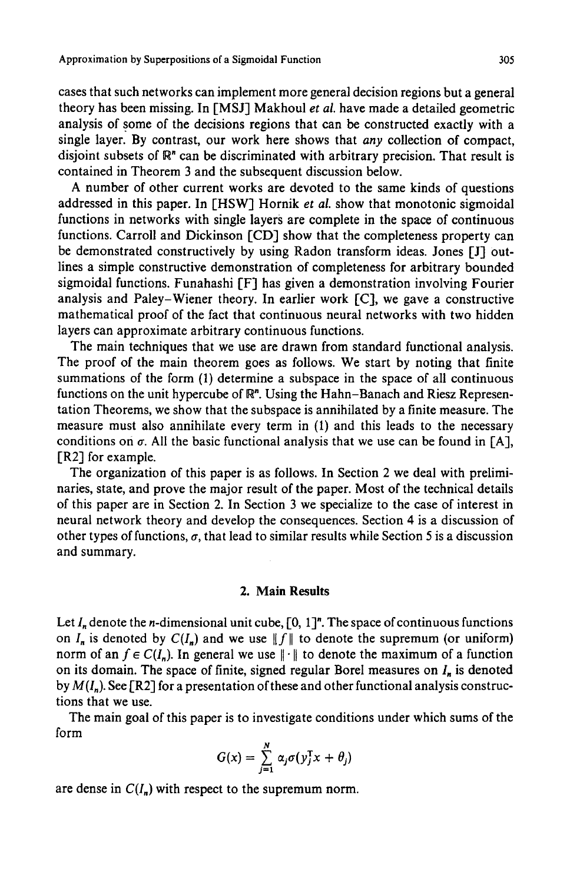cases that such networks can implement more general decision regions but a general theory has been missing. In [MSJ] Makhoul *et al.* have made a detailed geometric analysis of some of the decisions regions that can be constructed exactly with a single layer. By contrast, our work here shows that *any* collection of compact, disjoint subsets of $\mathbb{R}^n$ can be discriminated with arbitrary precision. That result is contained in Theorem 3 and the subsequent discussion below.

A number of other current works are devoted to the same kinds of questions addressed in this paper. In [HSW] Hornik *et al.* show that monotonic sigmoidal functions in networks with single layers are complete in the space of continuous functions. Carroll and Dickinson [CD] show that the completeness property can be demonstrated constructively by using Radon transform ideas. Jones [J] outlines a simple constructive demonstration of completeness for arbitrary bounded sigmoidal functions. Funahashi [F] has given a demonstration involving Fourier analysis and Paley–Wiener theory. In earlier work [C], we gave a constructive mathematical proof of the fact that continuous neural networks with two hidden layers can approximate arbitrary continuous functions.

The main techniques that we use are drawn from standard functional analysis. The proof of the main theorem goes as follows. We start by noting that finite summations of the form (1) determine a subspace in the space of all continuous functions on the unit hypercube of $\mathbb{R}^n$. Using the Hahn–Banach and Riesz Representation Theorems, we show that the subspace is annihilated by a finite measure. The measure must also annihilate every term in (1) and this leads to the necessary conditions on $\sigma$. All the basic functional analysis that we use can be found in [A], [R2] for example.

The organization of this paper is as follows. In Section 2 we deal with preliminaries, state, and prove the major result of the paper. Most of the technical details of this paper are in Section 2. In Section 3 we specialize to the case of interest in neural network theory and develop the consequences. Section 4 is a discussion of other types of functions, $\sigma$, that lead to similar results while Section 5 is a discussion and summary.

## 2. Main Results

Let $I_n$ denote the $n$-dimensional unit cube, $[0, 1]^n$. The space of continuous functions on $I_n$ is denoted by $C(I_n)$ and we use $\|f\|$ to denote the supremum (or uniform) norm of an $f \in C(I_n)$. In general we use $\|\cdot\|$ to denote the maximum of a function on its domain. The space of finite, signed regular Borel measures on $I_n$ is denoted by $M(I_n)$. See [R2] for a presentation of these and other functional analysis constructions that we use.

The main goal of this paper is to investigate conditions under which sums of the form

$$G(x) = \sum_{j=1}^{N} \alpha_j \sigma(y_j^T x + \theta_j)$$

are dense in $C(I_n)$ with respect to the supremum norm.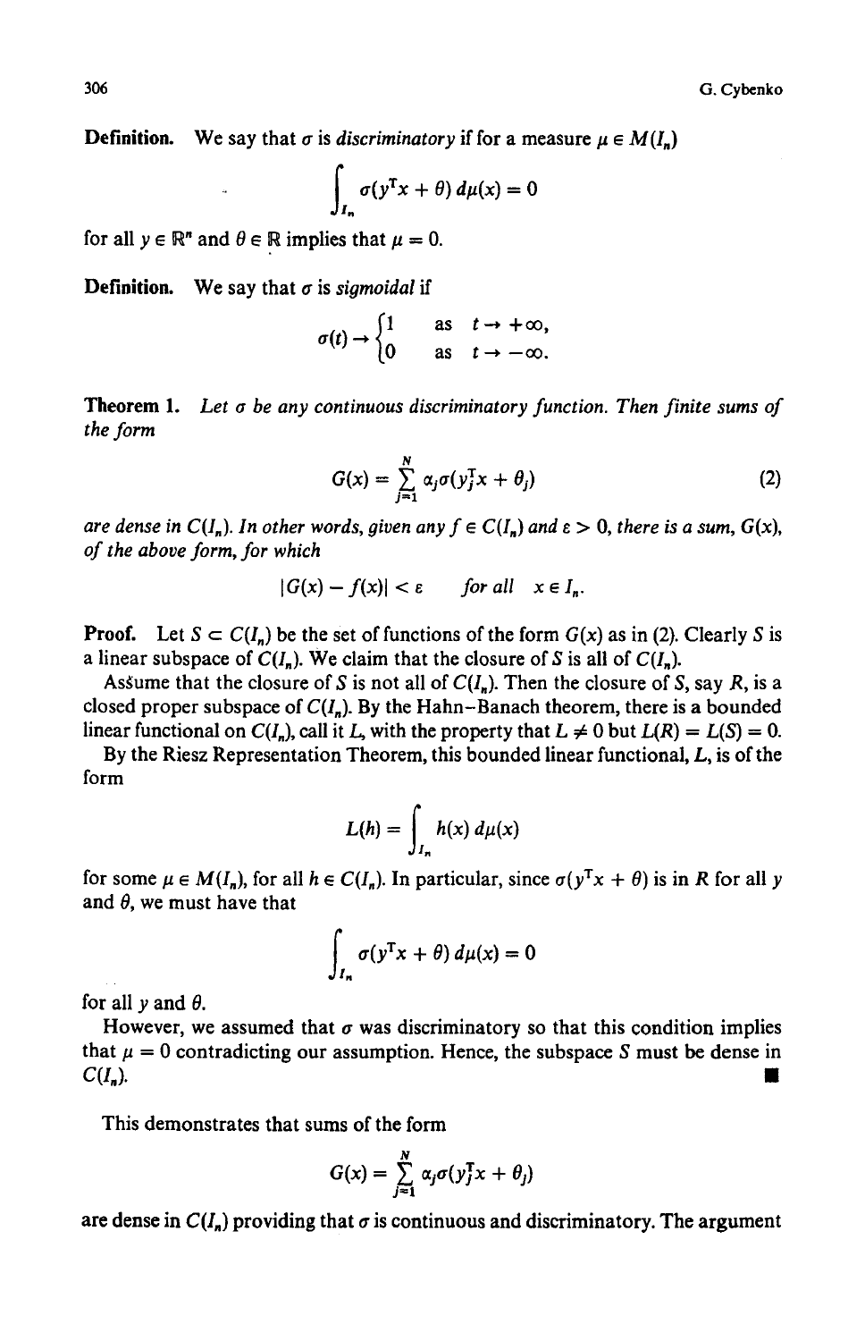**Definition.** We say that $\sigma$ is *discriminatory* if for a measure $\mu \in M(I_n)$

$$\int_{I_n} \sigma(y^T x + \theta)\, d\mu(x) = 0$$

for all $y \in \mathbb{R}^n$ and $\theta \in \mathbb{R}$ implies that $\mu = 0$.

**Definition.** We say that $\sigma$ is *sigmoidal* if

$$\sigma(t) \to \begin{cases} 1 & \text{as} \quad t \to +\infty, \\ 0 & \text{as} \quad t \to -\infty. \end{cases}$$

**Theorem 1.** *Let $\sigma$ be any continuous discriminatory function. Then finite sums of the form*

$$G(x) = \sum_{j=1}^{N} \alpha_j \sigma(y_j^T x + \theta_j) \tag{2}$$

*are dense in $C(I_n)$. In other words, given any $f \in C(I_n)$ and $\varepsilon > 0$, there is a sum, $G(x)$, of the above form, for which*

$$|G(x) - f(x)| < \varepsilon \qquad \textit{for all} \quad x \in I_n.$$

**Proof.** Let $S \subset C(I_n)$ be the set of functions of the form $G(x)$ as in (2). Clearly $S$ is a linear subspace of $C(I_n)$. We claim that the closure of $S$ is all of $C(I_n)$.

Assume that the closure of $S$ is not all of $C(I_n)$. Then the closure of $S$, say $R$, is a closed proper subspace of $C(I_n)$. By the Hahn–Banach theorem, there is a bounded linear functional on $C(I_n)$, call it $L$, with the property that $L \neq 0$ but $L(R) = L(S) = 0$.

By the Riesz Representation Theorem, this bounded linear functional, $L$, is of the form

$$L(h) = \int_{I_n} h(x)\, d\mu(x)$$

for some $\mu \in M(I_n)$, for all $h \in C(I_n)$. In particular, since $\sigma(y^T x + \theta)$ is in $R$ for all $y$ and $\theta$, we must have that

$$\int_{I_n} \sigma(y^T x + \theta)\, d\mu(x) = 0$$

for all $y$ and $\theta$.

However, we assumed that $\sigma$ was discriminatory so that this condition implies that $\mu = 0$ contradicting our assumption. Hence, the subspace $S$ must be dense in $C(I_n)$. ∎

This demonstrates that sums of the form

$$G(x) = \sum_{j=1}^{N} \alpha_j \sigma(y_j^T x + \theta_j)$$

are dense in $C(I_n)$ providing that $\sigma$ is continuous and discriminatory. The argument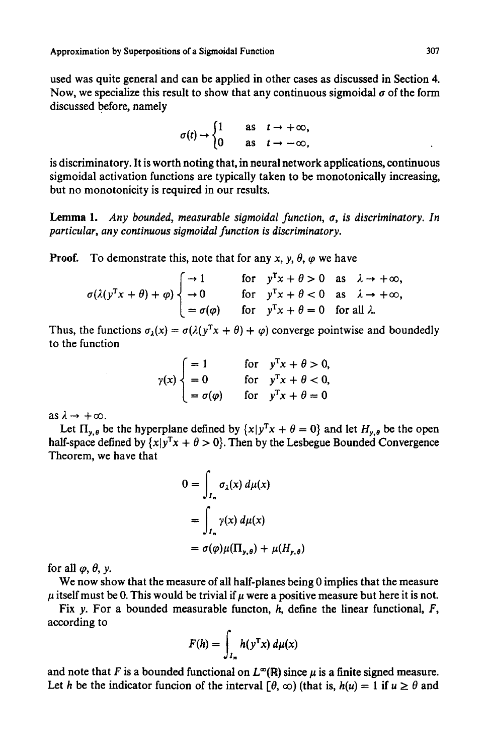used was quite general and can be applied in other cases as discussed in Section 4. Now, we specialize this result to show that any continuous sigmoidal $\sigma$ of the form discussed before, namely

$$\sigma(t) \to \begin{cases} 1 & \text{as} \quad t \to +\infty, \\ 0 & \text{as} \quad t \to -\infty, \end{cases}$$

is discriminatory. It is worth noting that, in neural network applications, continuous sigmoidal activation functions are typically taken to be monotonically increasing, but no monotonicity is required in our results.

**Lemma 1.** *Any bounded, measurable sigmoidal function, $\sigma$, is discriminatory. In particular, any continuous sigmoidal function is discriminatory.*

**Proof.** To demonstrate this, note that for any $x$, $y$, $\theta$, $\varphi$ we have

$$\sigma(\lambda(y^{\mathrm{T}}x + \theta) + \varphi) \begin{cases} \to 1 & \text{for} \quad y^{\mathrm{T}}x + \theta > 0 \quad \text{as} \quad \lambda \to +\infty, \\ \to 0 & \text{for} \quad y^{\mathrm{T}}x + \theta < 0 \quad \text{as} \quad \lambda \to +\infty, \\ = \sigma(\varphi) & \text{for} \quad y^{\mathrm{T}}x + \theta = 0 \quad \text{for all } \lambda. \end{cases}$$

Thus, the functions $\sigma_\lambda(x) = \sigma(\lambda(y^{\mathrm{T}}x + \theta) + \varphi)$ converge pointwise and boundedly to the function

$$\gamma(x) \begin{cases} = 1 & \text{for} \quad y^{\mathrm{T}}x + \theta > 0, \\ = 0 & \text{for} \quad y^{\mathrm{T}}x + \theta < 0, \\ = \sigma(\varphi) & \text{for} \quad y^{\mathrm{T}}x + \theta = 0 \end{cases}$$

as $\lambda \to +\infty$.

Let $\Pi_{y,\theta}$ be the hyperplane defined by $\{x | y^{\mathrm{T}}x + \theta = 0\}$ and let $H_{y,\theta}$ be the open half-space defined by $\{x | y^{\mathrm{T}}x + \theta > 0\}$. Then by the Lesbegue Bounded Convergence Theorem, we have that

$$\begin{aligned} 0 &= \int_{I_n} \sigma_\lambda(x)\, d\mu(x) \\ &= \int_{I_n} \gamma(x)\, d\mu(x) \\ &= \sigma(\varphi)\mu(\Pi_{y,\theta}) + \mu(H_{y,\theta}) \end{aligned}$$

for all $\varphi$, $\theta$, $y$.

We now show that the measure of all half-planes being 0 implies that the measure $\mu$ itself must be 0. This would be trivial if $\mu$ were a positive measure but here it is not.

Fix $y$. For a bounded measurable functon, $h$, define the linear functional, $F$, according to

$$F(h) = \int_{I_n} h(y^{\mathrm{T}}x)\, d\mu(x)$$

and note that $F$ is a bounded functional on $L^\infty(\mathbb{R})$ since $\mu$ is a finite signed measure. Let $h$ be the indicator funcion of the interval $[\theta, \infty)$ (that is, $h(u) = 1$ if $u \geq \theta$ and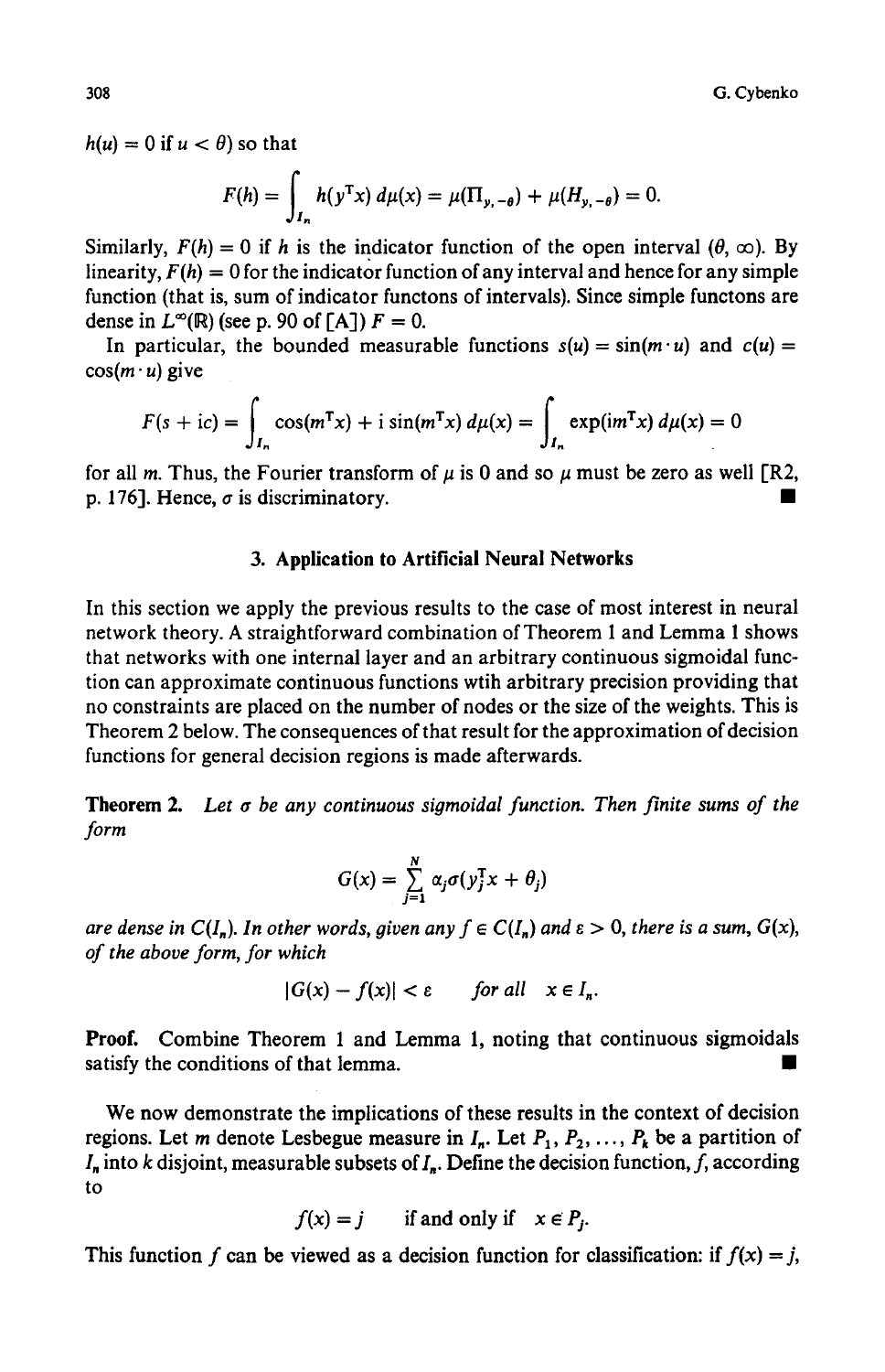$h(u) = 0$ if $u < \theta$) so that

$$F(h) = \int_{I_n} h(y^{\mathrm{T}}x)\, d\mu(x) = \mu(\Pi_{y,-\theta}) + \mu(H_{y,-\theta}) = 0.$$

Similarly, $F(h) = 0$ if $h$ is the indicator function of the open interval $(\theta, \infty)$. By linearity, $F(h) = 0$ for the indicator function of any interval and hence for any simple function (that is, sum of indicator functons of intervals). Since simple functons are dense in $L^{\infty}(\mathbb{R})$ (see p. 90 of [A]) $F = 0$.

In particular, the bounded measurable functions $s(u) = \sin(m \cdot u)$ and $c(u) = \cos(m \cdot u)$ give

$$F(s + ic) = \int_{I_n} \cos(m^{\mathrm{T}}x) + i \sin(m^{\mathrm{T}}x)\, d\mu(x) = \int_{I_n} \exp(im^{\mathrm{T}}x)\, d\mu(x) = 0$$

for all $m$. Thus, the Fourier transform of $\mu$ is 0 and so $\mu$ must be zero as well [R2, p. 176]. Hence, $\sigma$ is discriminatory. ∎

## 3. Application to Artificial Neural Networks

In this section we apply the previous results to the case of most interest in neural network theory. A straightforward combination of Theorem 1 and Lemma 1 shows that networks with one internal layer and an arbitrary continuous sigmoidal function can approximate continuous functions wtih arbitrary precision providing that no constraints are placed on the number of nodes or the size of the weights. This is Theorem 2 below. The consequences of that result for the approximation of decision functions for general decision regions is made afterwards.

**Theorem 2.** *Let $\sigma$ be any continuous sigmoidal function. Then finite sums of the form*

$$G(x) = \sum_{j=1}^{N} \alpha_j \sigma(y_j^{\mathrm{T}}x + \theta_j)$$

*are dense in $C(I_n)$. In other words, given any $f \in C(I_n)$ and $\varepsilon > 0$, there is a sum, $G(x)$, of the above form, for which*

$$|G(x) - f(x)| < \varepsilon \qquad \text{for all} \quad x \in I_n.$$

**Proof.** Combine Theorem 1 and Lemma 1, noting that continuous sigmoidals satisfy the conditions of that lemma. ∎

We now demonstrate the implications of these results in the context of decision regions. Let $m$ denote Lesbegue measure in $I_n$. Let $P_1, P_2, \ldots, P_k$ be a partition of $I_n$ into $k$ disjoint, measurable subsets of $I_n$. Define the decision function, $f$, according to

$$f(x) = j \qquad \text{if and only if} \quad x \in P_j.$$

This function $f$ can be viewed as a decision function for classification: if $f(x) = j$,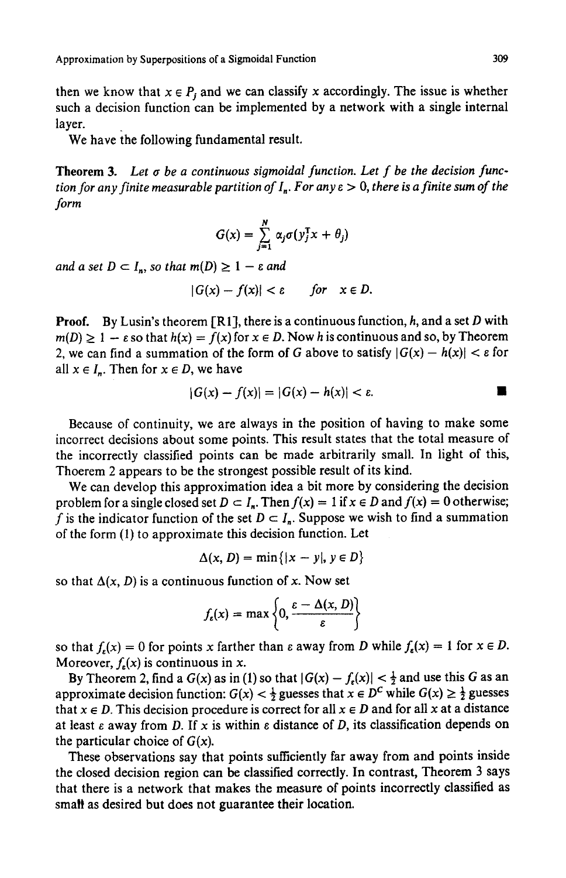then we know that $x \in P_j$ and we can classify $x$ accordingly. The issue is whether such a decision function can be implemented by a network with a single internal layer.

We have the following fundamental result.

**Theorem 3.** *Let $\sigma$ be a continuous sigmoidal function. Let $f$ be the decision function for any finite measurable partition of $I_n$. For any $\varepsilon > 0$, there is a finite sum of the form*

$$G(x) = \sum_{j=1}^{N} \alpha_j \sigma(y_j^{\mathrm{T}} x + \theta_j)$$

*and a set $D \subset I_n$, so that $m(D) \geq 1 - \varepsilon$ and*

$$|G(x) - f(x)| < \varepsilon \qquad \text{for} \quad x \in D.$$

**Proof.** By Lusin's theorem [R1], there is a continuous function, $h$, and a set $D$ with $m(D) \geq 1 - \varepsilon$ so that $h(x) = f(x)$ for $x \in D$. Now $h$ is continuous and so, by Theorem 2, we can find a summation of the form of $G$ above to satisfy $|G(x) - h(x)| < \varepsilon$ for all $x \in I_n$. Then for $x \in D$, we have

$$|G(x) - f(x)| = |G(x) - h(x)| < \varepsilon. \qquad \blacksquare$$

Because of continuity, we are always in the position of having to make some incorrect decisions about some points. This result states that the total measure of the incorrectly classified points can be made arbitrarily small. In light of this, Thoerem 2 appears to be the strongest possible result of its kind.

We can develop this approximation idea a bit more by considering the decision problem for a single closed set $D \subset I_n$. Then $f(x) = 1$ if $x \in D$ and $f(x) = 0$ otherwise; $f$ is the indicator function of the set $D \subset I_n$. Suppose we wish to find a summation of the form (1) to approximate this decision function. Let

$$\Delta(x, D) = \min\{|x - y|, y \in D\}$$

so that $\Delta(x, D)$ is a continuous function of $x$. Now set

$$f_\varepsilon(x) = \max\left\{0, \frac{\varepsilon - \Delta(x, D)}{\varepsilon}\right\}$$

so that $f_\varepsilon(x) = 0$ for points $x$ farther than $\varepsilon$ away from $D$ while $f_\varepsilon(x) = 1$ for $x \in D$. Moreover, $f_\varepsilon(x)$ is continuous in $x$.

By Theorem 2, find a $G(x)$ as in (1) so that $|G(x) - f_\varepsilon(x)| < \frac{1}{2}$ and use this $G$ as an approximate decision function: $G(x) < \frac{1}{2}$ guesses that $x \in D^C$ while $G(x) \geq \frac{1}{2}$ guesses that $x \in D$. This decision procedure is correct for all $x \in D$ and for all $x$ at a distance at least $\varepsilon$ away from $D$. If $x$ is within $\varepsilon$ distance of $D$, its classification depends on the particular choice of $G(x)$.

These observations say that points sufficiently far away from and points inside the closed decision region can be classified correctly. In contrast, Theorem 3 says that there is a network that makes the measure of points incorrectly classified as small as desired but does not guarantee their location.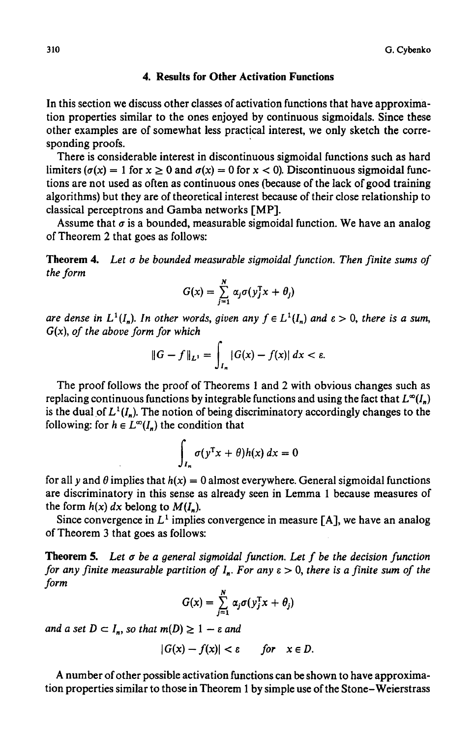## 4. Results for Other Activation Functions

In this section we discuss other classes of activation functions that have approximation properties similar to the ones enjoyed by continuous sigmoidals. Since these other examples are of somewhat less practical interest, we only sketch the corresponding proofs.

There is considerable interest in discontinuous sigmoidal functions such as hard limiters ($\sigma(x) = 1$ for $x \geq 0$ and $\sigma(x) = 0$ for $x < 0$). Discontinuous sigmoidal functions are not used as often as continuous ones (because of the lack of good training algorithms) but they are of theoretical interest because of their close relationship to classical perceptrons and Gamba networks [MP].

Assume that $\sigma$ is a bounded, measurable sigmoidal function. We have an analog of Theorem 2 that goes as follows:

**Theorem 4.** *Let $\sigma$ be bounded measurable sigmoidal function. Then finite sums of the form*

$$G(x) = \sum_{j=1}^{N} \alpha_j \sigma(y_j^{\mathrm{T}} x + \theta_j)$$

*are dense in $L^1(I_n)$. In other words, given any $f \in L^1(I_n)$ and $\varepsilon > 0$, there is a sum, $G(x)$, of the above form for which*

$$\|G - f\|_{L^1} = \int_{I_n} |G(x) - f(x)|\, dx < \varepsilon.$$

The proof follows the proof of Theorems 1 and 2 with obvious changes such as replacing continuous functions by integrable functions and using the fact that $L^\infty(I_n)$ is the dual of $L^1(I_n)$. The notion of being discriminatory accordingly changes to the following: for $h \in L^\infty(I_n)$ the condition that

$$\int_{I_n} \sigma(y^{\mathrm{T}} x + \theta) h(x)\, dx = 0$$

for all $y$ and $\theta$ implies that $h(x) = 0$ almost everywhere. General sigmoidal functions are discriminatory in this sense as already seen in Lemma 1 because measures of the form $h(x)\, dx$ belong to $M(I_n)$.

Since convergence in $L^1$ implies convergence in measure [A], we have an analog of Theorem 3 that goes as follows:

**Theorem 5.** *Let $\sigma$ be a general sigmoidal function. Let $f$ be the decision function for any finite measurable partition of $I_n$. For any $\varepsilon > 0$, there is a finite sum of the form*

$$G(x) = \sum_{j=1}^{N} \alpha_j \sigma(y_j^{\mathrm{T}} x + \theta_j)$$

*and a set $D \subset I_n$, so that $m(D) \geq 1 - \varepsilon$ and*

$$|G(x) - f(x)| < \varepsilon \qquad \text{for} \quad x \in D.$$

A number of other possible activation functions can be shown to have approximation properties similar to those in Theorem 1 by simple use of the Stone–Weierstrass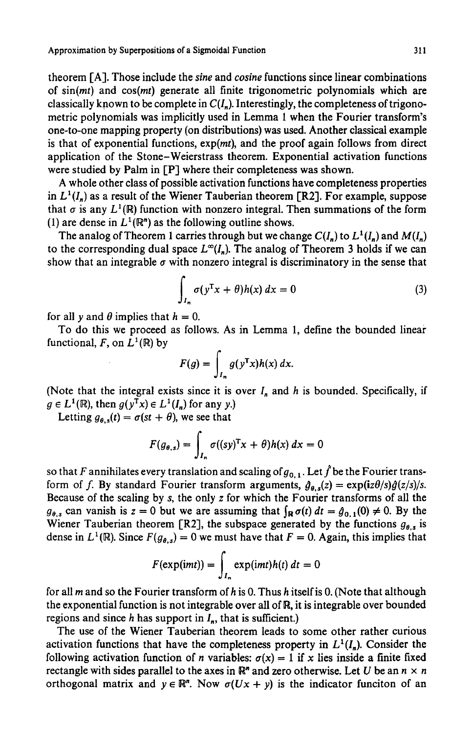theorem [A]. Those include the *sine* and *cosine* functions since linear combinations of $\sin(mt)$ and $\cos(mt)$ generate all finite trigonometric polynomials which are classically known to be complete in $C(I_n)$. Interestingly, the completeness of trigonometric polynomials was implicitly used in Lemma 1 when the Fourier transform's one-to-one mapping property (on distributions) was used. Another classical example is that of exponential functions, $\exp(mt)$, and the proof again follows from direct application of the Stone–Weierstrass theorem. Exponential activation functions were studied by Palm in [P] where their completeness was shown.

A whole other class of possible activation functions have completeness properties in $L^1(I_n)$ as a result of the Wiener Tauberian theorem [R2]. For example, suppose that $\sigma$ is any $L^1(\mathbb{R})$ function with nonzero integral. Then summations of the form (1) are dense in $L^1(\mathbb{R}^n)$ as the following outline shows.

The analog of Theorem 1 carries through but we change $C(I_n)$ to $L^1(I_n)$ and $M(I_n)$ to the corresponding dual space $L^\infty(I_n)$. The analog of Theorem 3 holds if we can show that an integrable $\sigma$ with nonzero integral is discriminatory in the sense that

$$\int_{I_n} \sigma(y^{\mathrm{T}}x + \theta)h(x)\,dx = 0 \tag{3}$$

for all $y$ and $\theta$ implies that $h = 0$.

To do this we proceed as follows. As in Lemma 1, define the bounded linear functional, $F$, on $L^1(\mathbb{R})$ by

$$F(g) = \int_{I_n} g(y^{\mathrm{T}}x)h(x)\,dx.$$

(Note that the integral exists since it is over $I_n$ and $h$ is bounded. Specifically, if $g \in L^1(\mathbb{R})$, then $g(y^{\mathrm{T}}x) \in L^1(I_n)$ for any $y$.)

Letting $g_{\theta,s}(t) = \sigma(st + \theta)$, we see that

$$F(g_{\theta,s}) = \int_{I_n} \sigma((sy)^{\mathrm{T}}x + \theta)h(x)\,dx = 0$$

so that $F$ annihilates every translation and scaling of $g_{0,1}$. Let $\hat{f}$ be the Fourier transform of $f$. By standard Fourier transform arguments, $\hat{g}_{\theta,s}(z) = \exp(iz\theta/s)\hat{g}(z/s)/s$. Because of the scaling by $s$, the only $z$ for which the Fourier transforms of all the $g_{\theta,s}$ can vanish is $z = 0$ but we are assuming that $\int_{\mathbb{R}} \sigma(t)\,dt = \hat{g}_{0,1}(0) \neq 0$. By the Wiener Tauberian theorem [R2], the subspace generated by the functions $g_{\theta,s}$ is dense in $L^1(\mathbb{R})$. Since $F(g_{\theta,s}) = 0$ we must have that $F = 0$. Again, this implies that

$$F(\exp(imt)) = \int_{I_n} \exp(imt)h(t)\,dt = 0$$

for all $m$ and so the Fourier transform of $h$ is 0. Thus $h$ itself is 0. (Note that although the exponential function is not integrable over all of $\mathbb{R}$, it is integrable over bounded regions and since $h$ has support in $I_n$, that is sufficient.)

The use of the Wiener Tauberian theorem leads to some other rather curious activation functions that have the completeness property in $L^1(I_n)$. Consider the following activation function of $n$ variables: $\sigma(x) = 1$ if $x$ lies inside a finite fixed rectangle with sides parallel to the axes in $\mathbb{R}^n$ and zero otherwise. Let $U$ be an $n \times n$ orthogonal matrix and $y \in \mathbb{R}^n$. Now $\sigma(Ux + y)$ is the indicator funciton of an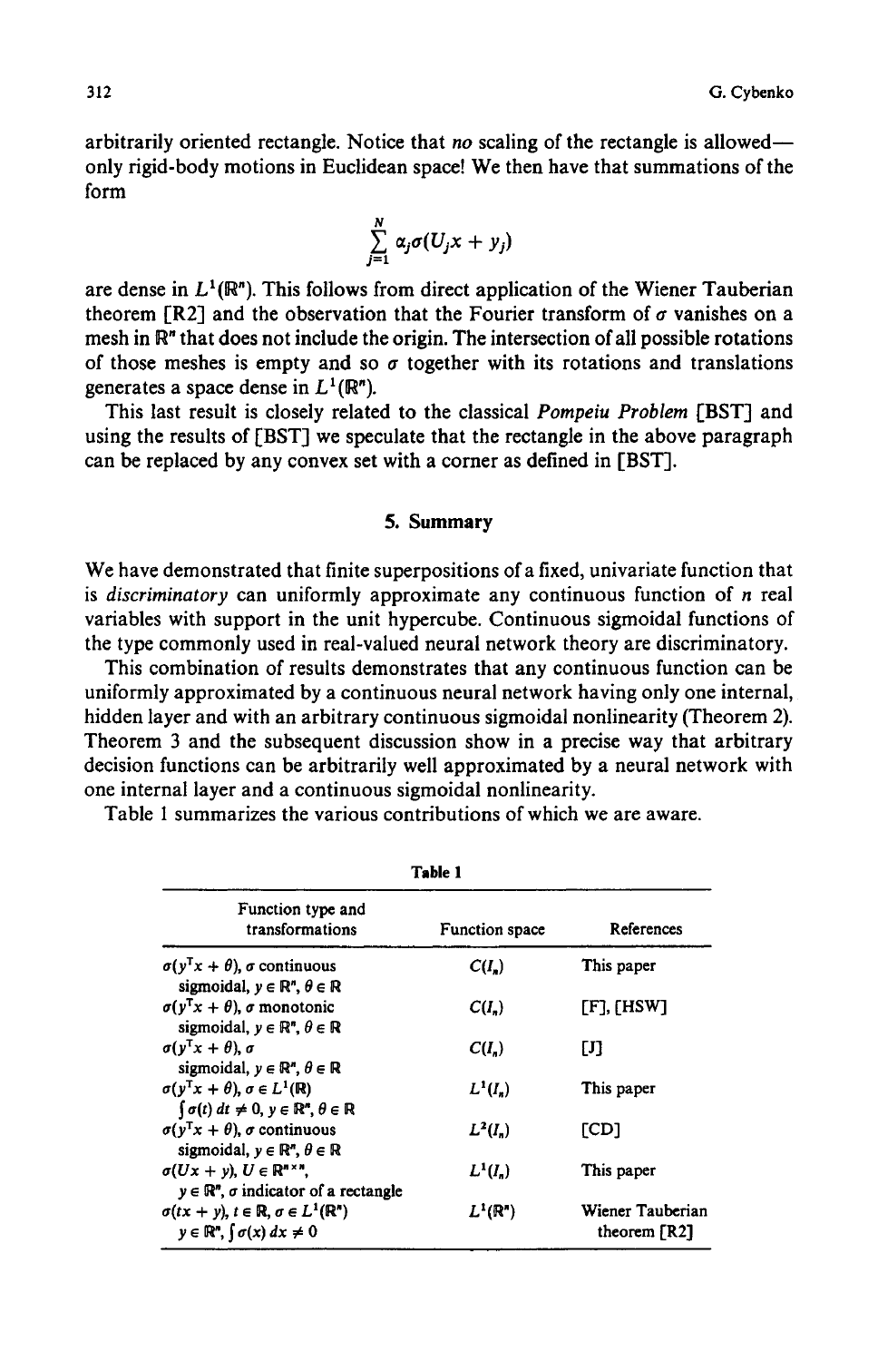arbitrarily oriented rectangle. Notice that *no* scaling of the rectangle is allowed—only rigid-body motions in Euclidean space! We then have that summations of the form

$$\sum_{j=1}^{N} \alpha_j \sigma(U_j x + y_j)$$

are dense in $L^1(\mathbb{R}^n)$. This follows from direct application of the Wiener Tauberian theorem [R2] and the observation that the Fourier transform of $\sigma$ vanishes on a mesh in $\mathbb{R}^n$ that does not include the origin. The intersection of all possible rotations of those meshes is empty and so $\sigma$ together with its rotations and translations generates a space dense in $L^1(\mathbb{R}^n)$.

This last result is closely related to the classical *Pompeiu Problem* [BST] and using the results of [BST] we speculate that the rectangle in the above paragraph can be replaced by any convex set with a corner as defined in [BST].

## 5. Summary

We have demonstrated that finite superpositions of a fixed, univariate function that is *discriminatory* can uniformly approximate any continuous function of $n$ real variables with support in the unit hypercube. Continuous sigmoidal functions of the type commonly used in real-valued neural network theory are discriminatory.

This combination of results demonstrates that any continuous function can be uniformly approximated by a continuous neural network having only one internal, hidden layer and with an arbitrary continuous sigmoidal nonlinearity (Theorem 2). Theorem 3 and the subsequent discussion show in a precise way that arbitrary decision functions can be arbitrarily well approximated by a neural network with one internal layer and a continuous sigmoidal nonlinearity.

Table 1 summarizes the various contributions of which we are aware.

**Table 1**

| Function type and transformations | Function space | References |
|---|---|---|
| $\sigma(y^T x + \theta)$, $\sigma$ continuous sigmoidal, $y \in \mathbb{R}^n$, $\theta \in \mathbb{R}$ | $C(I_n)$ | This paper |
| $\sigma(y^T x + \theta)$, $\sigma$ monotonic sigmoidal, $y \in \mathbb{R}^n$, $\theta \in \mathbb{R}$ | $C(I_n)$ | [F], [HSW] |
| $\sigma(y^T x + \theta)$, $\sigma$ sigmoidal, $y \in \mathbb{R}^n$, $\theta \in \mathbb{R}$ | $C(I_n)$ | [J] |
| $\sigma(y^T x + \theta)$, $\sigma \in L^1(\mathbb{R})$ $\int \sigma(t)\,dt \neq 0$, $y \in \mathbb{R}^n$, $\theta \in \mathbb{R}$ | $L^1(I_n)$ | This paper |
| $\sigma(y^T x + \theta)$, $\sigma$ continuous sigmoidal, $y \in \mathbb{R}^n$, $\theta \in \mathbb{R}$ | $L^2(I_n)$ | [CD] |
| $\sigma(Ux + y)$, $U \in \mathbb{R}^{n \times n}$, $y \in \mathbb{R}^n$, $\sigma$ indicator of a rectangle | $L^1(I_n)$ | This paper |
| $\sigma(tx + y)$, $t \in \mathbb{R}$, $\sigma \in L^1(\mathbb{R}^n)$ $y \in \mathbb{R}^n$, $\int \sigma(x)\,dx \neq 0$ | $L^1(\mathbb{R}^n)$ | Wiener Tauberian theorem [R2] |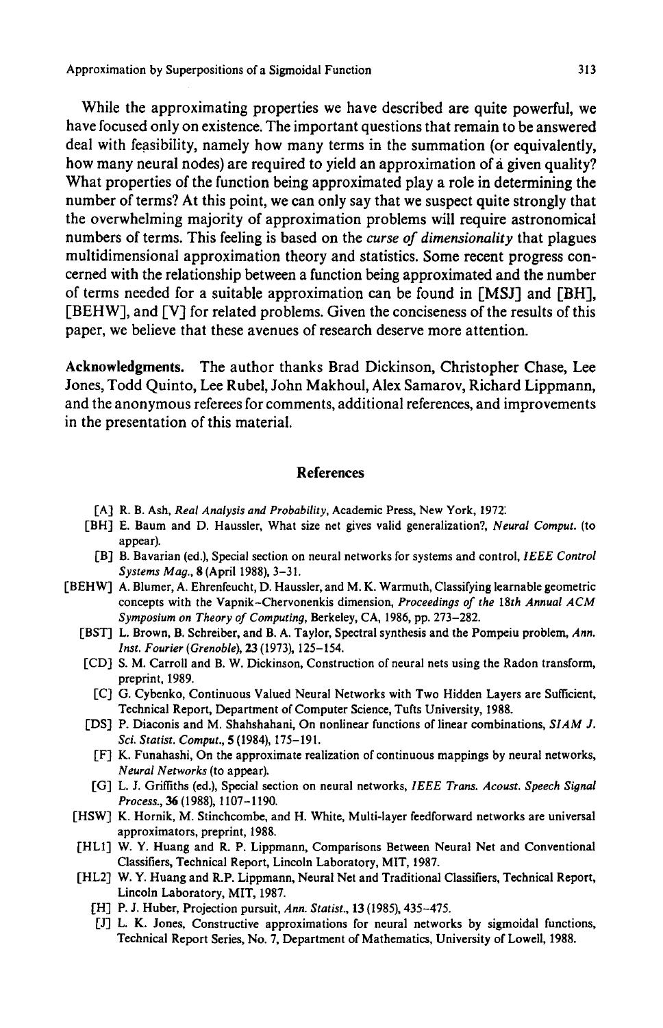While the approximating properties we have described are quite powerful, we have focused only on existence. The important questions that remain to be answered deal with feasibility, namely how many terms in the summation (or equivalently, how many neural nodes) are required to yield an approximation of a given quality? What properties of the function being approximated play a role in determining the number of terms? At this point, we can only say that we suspect quite strongly that the overwhelming majority of approximation problems will require astronomical numbers of terms. This feeling is based on the *curse of dimensionality* that plagues multidimensional approximation theory and statistics. Some recent progress concerned with the relationship between a function being approximated and the number of terms needed for a suitable approximation can be found in [MSJ] and [BH], [BEHW], and [V] for related problems. Given the conciseness of the results of this paper, we believe that these avenues of research deserve more attention.

**Acknowledgments.** The author thanks Brad Dickinson, Christopher Chase, Lee Jones, Todd Quinto, Lee Rubel, John Makhoul, Alex Samarov, Richard Lippmann, and the anonymous referees for comments, additional references, and improvements in the presentation of this material.

## References

- [A] R. B. Ash, *Real Analysis and Probability*, Academic Press, New York, 1972.
- [BH] E. Baum and D. Haussler, What size net gives valid generalization?, *Neural Comput.* (to appear).
- [B] B. Bavarian (ed.), Special section on neural networks for systems and control, *IEEE Control Systems Mag.*, **8** (April 1988), 3–31.
- [BEHW] A. Blumer, A. Ehrenfeucht, D. Haussler, and M. K. Warmuth, Classifying learnable geometric concepts with the Vapnik–Chervonenkis dimension, *Proceedings of the 18th Annual ACM Symposium on Theory of Computing*, Berkeley, CA, 1986, pp. 273–282.
- [BST] L. Brown, B. Schreiber, and B. A. Taylor, Spectral synthesis and the Pompeiu problem, *Ann. Inst. Fourier (Grenoble)*, **23** (1973), 125–154.
- [CD] S. M. Carroll and B. W. Dickinson, Construction of neural nets using the Radon transform, preprint, 1989.
- [C] G. Cybenko, Continuous Valued Neural Networks with Two Hidden Layers are Sufficient, Technical Report, Department of Computer Science, Tufts University, 1988.
- [DS] P. Diaconis and M. Shahshahani, On nonlinear functions of linear combinations, *SIAM J. Sci. Statist. Comput.*, **5** (1984), 175–191.
- [F] K. Funahashi, On the approximate realization of continuous mappings by neural networks, *Neural Networks* (to appear).
- [G] L. J. Griffiths (ed.), Special section on neural networks, *IEEE Trans. Acoust. Speech Signal Process.*, **36** (1988), 1107–1190.
- [HSW] K. Hornik, M. Stinchcombe, and H. White, Multi-layer feedforward networks are universal approximators, preprint, 1988.
- [HL1] W. Y. Huang and R. P. Lippmann, Comparisons Between Neural Net and Conventional Classifiers, Technical Report, Lincoln Laboratory, MIT, 1987.
- [HL2] W. Y. Huang and R.P. Lippmann, Neural Net and Traditional Classifiers, Technical Report, Lincoln Laboratory, MIT, 1987.
- [H] P. J. Huber, Projection pursuit, *Ann. Statist.*, **13** (1985), 435–475.
- [J] L. K. Jones, Constructive approximations for neural networks by sigmoidal functions, Technical Report Series, No. 7, Department of Mathematics, University of Lowell, 1988.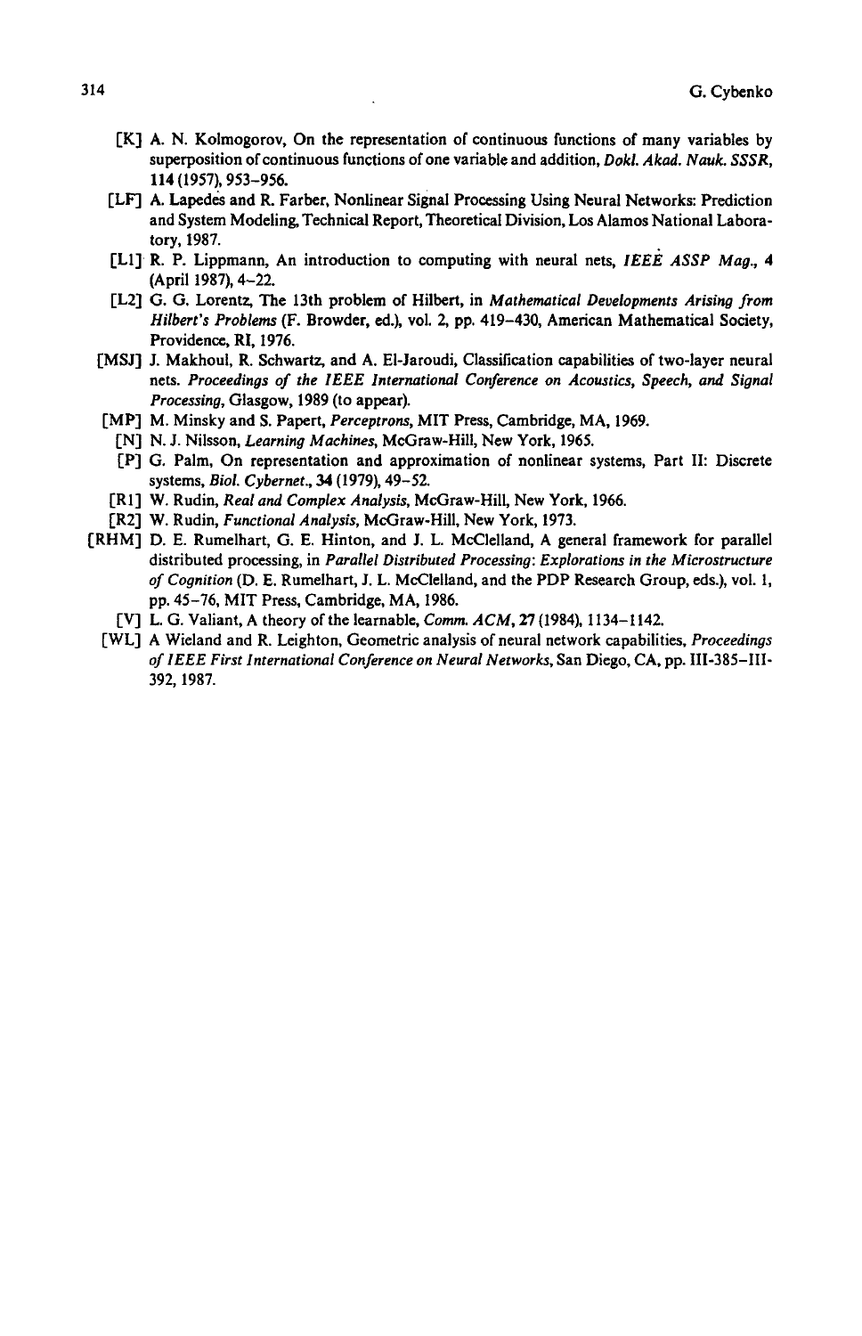[K] A. N. Kolmogorov, On the representation of continuous functions of many variables by superposition of continuous functions of one variable and addition, *Dokl. Akad. Nauk. SSSR*, **114** (1957), 953–956.

[LF] A. Lapedes and R. Farber, Nonlinear Signal Processing Using Neural Networks: Prediction and System Modeling, Technical Report, Theoretical Division, Los Alamos National Laboratory, 1987.

[L1] R. P. Lippmann, An introduction to computing with neural nets, *IEEE ASSP Mag.*, **4** (April 1987), 4–22.

[L2] G. G. Lorentz, The 13th problem of Hilbert, in *Mathematical Developments Arising from Hilbert's Problems* (F. Browder, ed.), vol. 2, pp. 419–430, American Mathematical Society, Providence, RI, 1976.

[MSJ] J. Makhoul, R. Schwartz, and A. El-Jaroudi, Classification capabilities of two-layer neural nets. *Proceedings of the IEEE International Conference on Acoustics, Speech, and Signal Processing*, Glasgow, 1989 (to appear).

[MP] M. Minsky and S. Papert, *Perceptrons*, MIT Press, Cambridge, MA, 1969.

[N] N. J. Nilsson, *Learning Machines*, McGraw-Hill, New York, 1965.

[P] G. Palm, On representation and approximation of nonlinear systems, Part II: Discrete systems, *Biol. Cybernet.*, **34** (1979), 49–52.

[R1] W. Rudin, *Real and Complex Analysis*, McGraw-Hill, New York, 1966.

[R2] W. Rudin, *Functional Analysis*, McGraw-Hill, New York, 1973.

[RHM] D. E. Rumelhart, G. E. Hinton, and J. L. McClelland, A general framework for parallel distributed processing, in *Parallel Distributed Processing: Explorations in the Microstructure of Cognition* (D. E. Rumelhart, J. L. McClelland, and the PDP Research Group, eds.), vol. 1, pp. 45–76, MIT Press, Cambridge, MA, 1986.

[V] L. G. Valiant, A theory of the learnable, *Comm. ACM*, **27** (1984), 1134–1142.

[WL] A Wieland and R. Leighton, Geometric analysis of neural network capabilities, *Proceedings of IEEE First International Conference on Neural Networks*, San Diego, CA, pp. III-385–III-392, 1987.